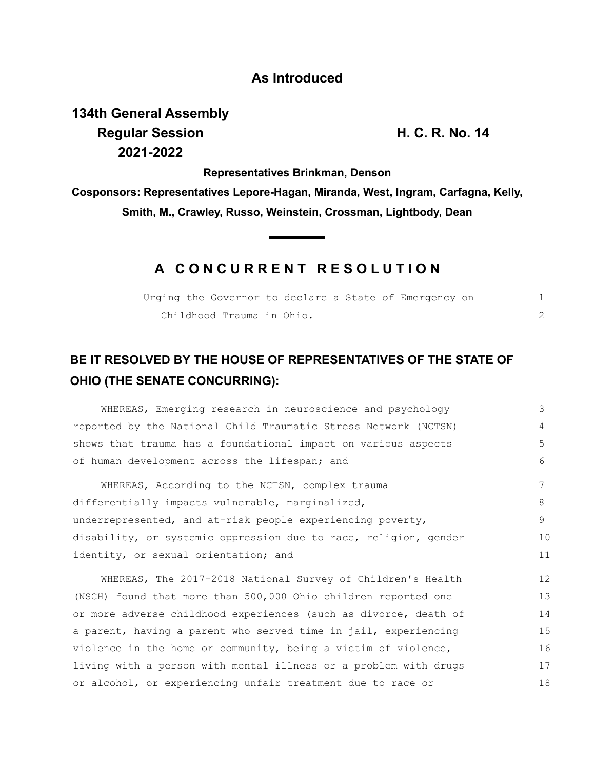## As Introduced

**134th General Assembly**
**Regular Session** **H. C. R. No. 14**
**2021-2022**

**Representatives Brinkman, Denson**

**Cosponsors: Representatives Lepore-Hagan, Miranda, West, Ingram, Carfagna, Kelly, Smith, M., Crawley, Russo, Weinstein, Crossman, Lightbody, Dean**

# A CONCURRENT RESOLUTION

Urging the Governor to declare a State of Emergency on Childhood Trauma in Ohio.

## BE IT RESOLVED BY THE HOUSE OF REPRESENTATIVES OF THE STATE OF OHIO (THE SENATE CONCURRING):

WHEREAS, Emerging research in neuroscience and psychology reported by the National Child Traumatic Stress Network (NCTSN) shows that trauma has a foundational impact on various aspects of human development across the lifespan; and

WHEREAS, According to the NCTSN, complex trauma differentially impacts vulnerable, marginalized, underrepresented, and at-risk people experiencing poverty, disability, or systemic oppression due to race, religion, gender identity, or sexual orientation; and

WHEREAS, The 2017-2018 National Survey of Children's Health (NSCH) found that more than 500,000 Ohio children reported one or more adverse childhood experiences (such as divorce, death of a parent, having a parent who served time in jail, experiencing violence in the home or community, being a victim of violence, living with a person with mental illness or a problem with drugs or alcohol, or experiencing unfair treatment due to race or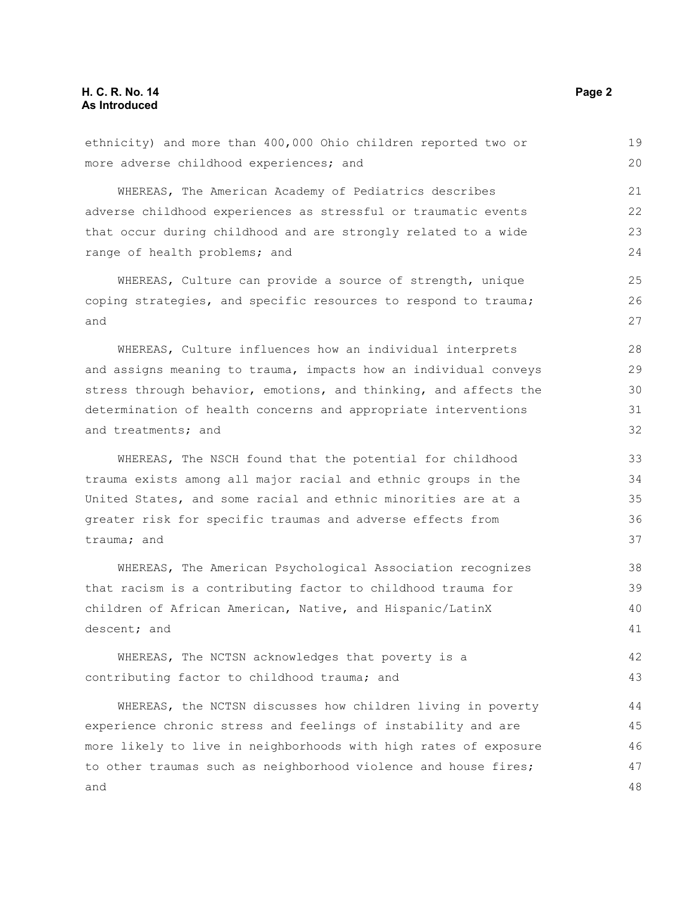ethnicity) and more than 400,000 Ohio children reported two or more adverse childhood experiences; and

WHEREAS, The American Academy of Pediatrics describes adverse childhood experiences as stressful or traumatic events that occur during childhood and are strongly related to a wide range of health problems; and

WHEREAS, Culture can provide a source of strength, unique coping strategies, and specific resources to respond to trauma; and

WHEREAS, Culture influences how an individual interprets and assigns meaning to trauma, impacts how an individual conveys stress through behavior, emotions, and thinking, and affects the determination of health concerns and appropriate interventions and treatments; and

WHEREAS, The NSCH found that the potential for childhood trauma exists among all major racial and ethnic groups in the United States, and some racial and ethnic minorities are at a greater risk for specific traumas and adverse effects from trauma; and

WHEREAS, The American Psychological Association recognizes that racism is a contributing factor to childhood trauma for children of African American, Native, and Hispanic/LatinX descent; and

WHEREAS, The NCTSN acknowledges that poverty is a contributing factor to childhood trauma; and

WHEREAS, the NCTSN discusses how children living in poverty experience chronic stress and feelings of instability and are more likely to live in neighborhoods with high rates of exposure to other traumas such as neighborhood violence and house fires; and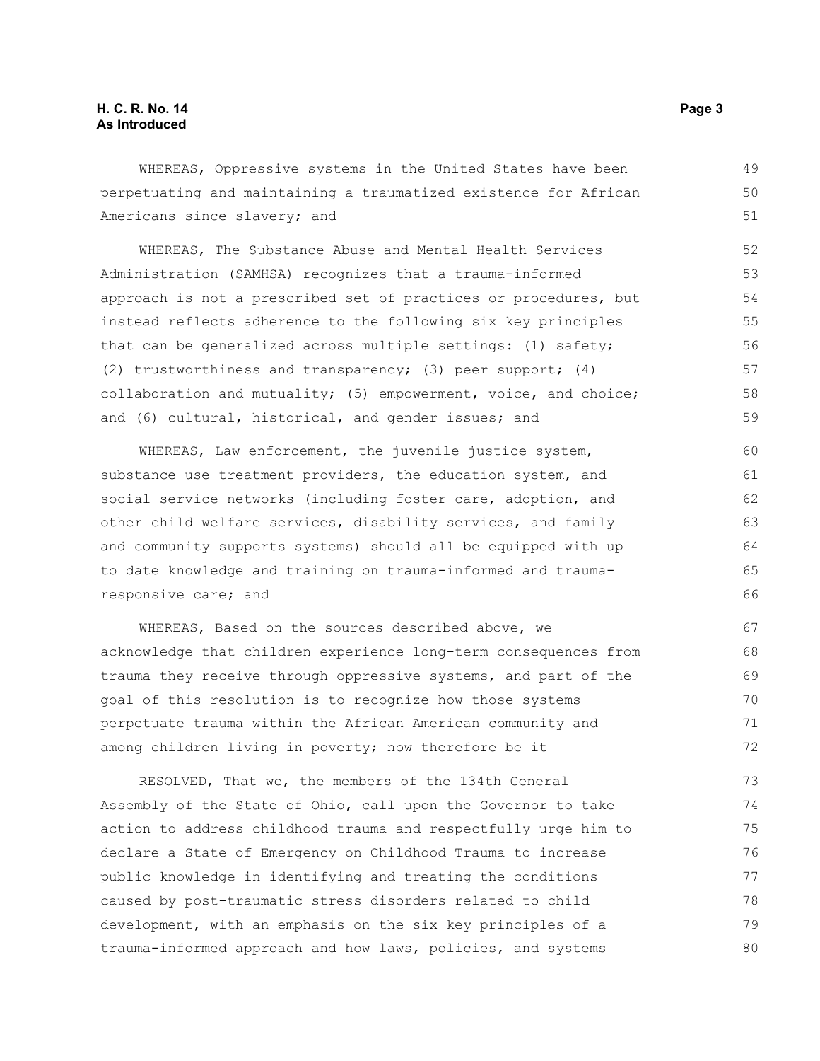WHEREAS, Oppressive systems in the United States have been perpetuating and maintaining a traumatized existence for African Americans since slavery; and

WHEREAS, The Substance Abuse and Mental Health Services Administration (SAMHSA) recognizes that a trauma-informed approach is not a prescribed set of practices or procedures, but instead reflects adherence to the following six key principles that can be generalized across multiple settings: (1) safety; (2) trustworthiness and transparency; (3) peer support; (4) collaboration and mutuality; (5) empowerment, voice, and choice; and (6) cultural, historical, and gender issues; and

WHEREAS, Law enforcement, the juvenile justice system, substance use treatment providers, the education system, and social service networks (including foster care, adoption, and other child welfare services, disability services, and family and community supports systems) should all be equipped with up to date knowledge and training on trauma-informed and trauma-responsive care; and

WHEREAS, Based on the sources described above, we acknowledge that children experience long-term consequences from trauma they receive through oppressive systems, and part of the goal of this resolution is to recognize how those systems perpetuate trauma within the African American community and among children living in poverty; now therefore be it

RESOLVED, That we, the members of the 134th General Assembly of the State of Ohio, call upon the Governor to take action to address childhood trauma and respectfully urge him to declare a State of Emergency on Childhood Trauma to increase public knowledge in identifying and treating the conditions caused by post-traumatic stress disorders related to child development, with an emphasis on the six key principles of a trauma-informed approach and how laws, policies, and systems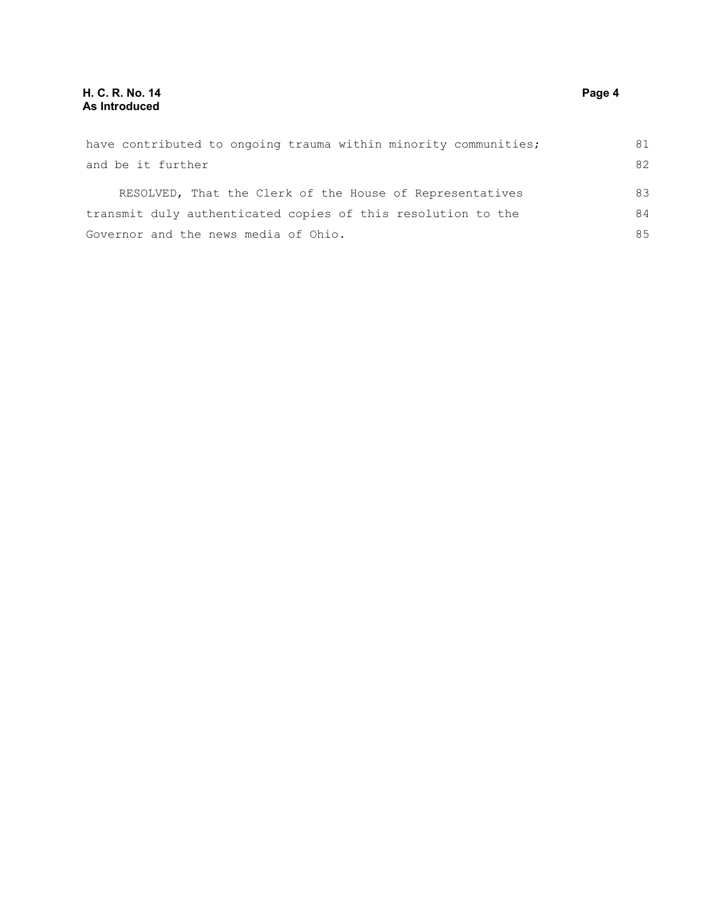have contributed to ongoing trauma within minority communities; and be it further

RESOLVED, That the Clerk of the House of Representatives transmit duly authenticated copies of this resolution to the Governor and the news media of Ohio.